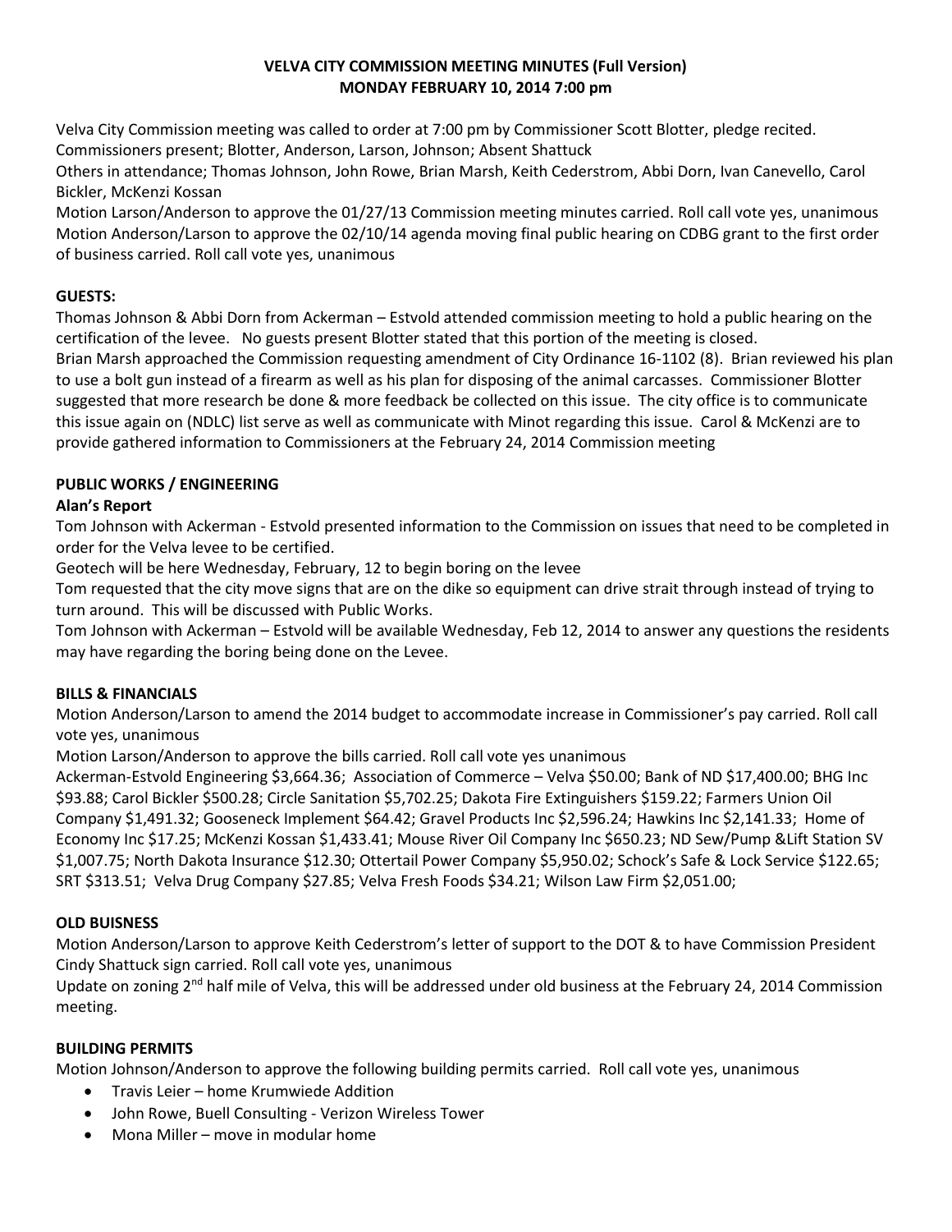# VELVA CITY COMMISSION MEETING MINUTES (Full Version)
## MONDAY FEBRUARY 10, 2014 7:00 pm

Velva City Commission meeting was called to order at 7:00 pm by Commissioner Scott Blotter, pledge recited.
Commissioners present; Blotter, Anderson, Larson, Johnson; Absent Shattuck
Others in attendance; Thomas Johnson, John Rowe, Brian Marsh, Keith Cederstrom, Abbi Dorn, Ivan Canevello, Carol Bickler, McKenzi Kossan
Motion Larson/Anderson to approve the 01/27/13 Commission meeting minutes carried. Roll call vote yes, unanimous
Motion Anderson/Larson to approve the 02/10/14 agenda moving final public hearing on CDBG grant to the first order of business carried. Roll call vote yes, unanimous

**GUESTS:**

Thomas Johnson & Abbi Dorn from Ackerman – Estvold attended commission meeting to hold a public hearing on the certification of the levee. No guests present Blotter stated that this portion of the meeting is closed.
Brian Marsh approached the Commission requesting amendment of City Ordinance 16-1102 (8). Brian reviewed his plan to use a bolt gun instead of a firearm as well as his plan for disposing of the animal carcasses. Commissioner Blotter suggested that more research be done & more feedback be collected on this issue. The city office is to communicate this issue again on (NDLC) list serve as well as communicate with Minot regarding this issue. Carol & McKenzi are to provide gathered information to Commissioners at the February 24, 2014 Commission meeting

**PUBLIC WORKS / ENGINEERING**

**Alan's Report**

Tom Johnson with Ackerman - Estvold presented information to the Commission on issues that need to be completed in order for the Velva levee to be certified.
Geotech will be here Wednesday, February, 12 to begin boring on the levee
Tom requested that the city move signs that are on the dike so equipment can drive strait through instead of trying to turn around. This will be discussed with Public Works.
Tom Johnson with Ackerman – Estvold will be available Wednesday, Feb 12, 2014 to answer any questions the residents may have regarding the boring being done on the Levee.

**BILLS & FINANCIALS**

Motion Anderson/Larson to amend the 2014 budget to accommodate increase in Commissioner's pay carried. Roll call vote yes, unanimous
Motion Larson/Anderson to approve the bills carried. Roll call vote yes unanimous
Ackerman-Estvold Engineering $3,664.36; Association of Commerce – Velva $50.00; Bank of ND $17,400.00; BHG Inc $93.88; Carol Bickler $500.28; Circle Sanitation $5,702.25; Dakota Fire Extinguishers $159.22; Farmers Union Oil Company $1,491.32; Gooseneck Implement $64.42; Gravel Products Inc $2,596.24; Hawkins Inc $2,141.33; Home of Economy Inc $17.25; McKenzi Kossan $1,433.41; Mouse River Oil Company Inc $650.23; ND Sew/Pump &Lift Station SV $1,007.75; North Dakota Insurance $12.30; Ottertail Power Company $5,950.02; Schock's Safe & Lock Service $122.65; SRT $313.51; Velva Drug Company $27.85; Velva Fresh Foods $34.21; Wilson Law Firm $2,051.00;

**OLD BUISNESS**

Motion Anderson/Larson to approve Keith Cederstrom's letter of support to the DOT & to have Commission President Cindy Shattuck sign carried. Roll call vote yes, unanimous
Update on zoning 2nd half mile of Velva, this will be addressed under old business at the February 24, 2014 Commission meeting.

**BUILDING PERMITS**

Motion Johnson/Anderson to approve the following building permits carried. Roll call vote yes, unanimous

- Travis Leier – home Krumwiede Addition
- John Rowe, Buell Consulting - Verizon Wireless Tower
- Mona Miller – move in modular home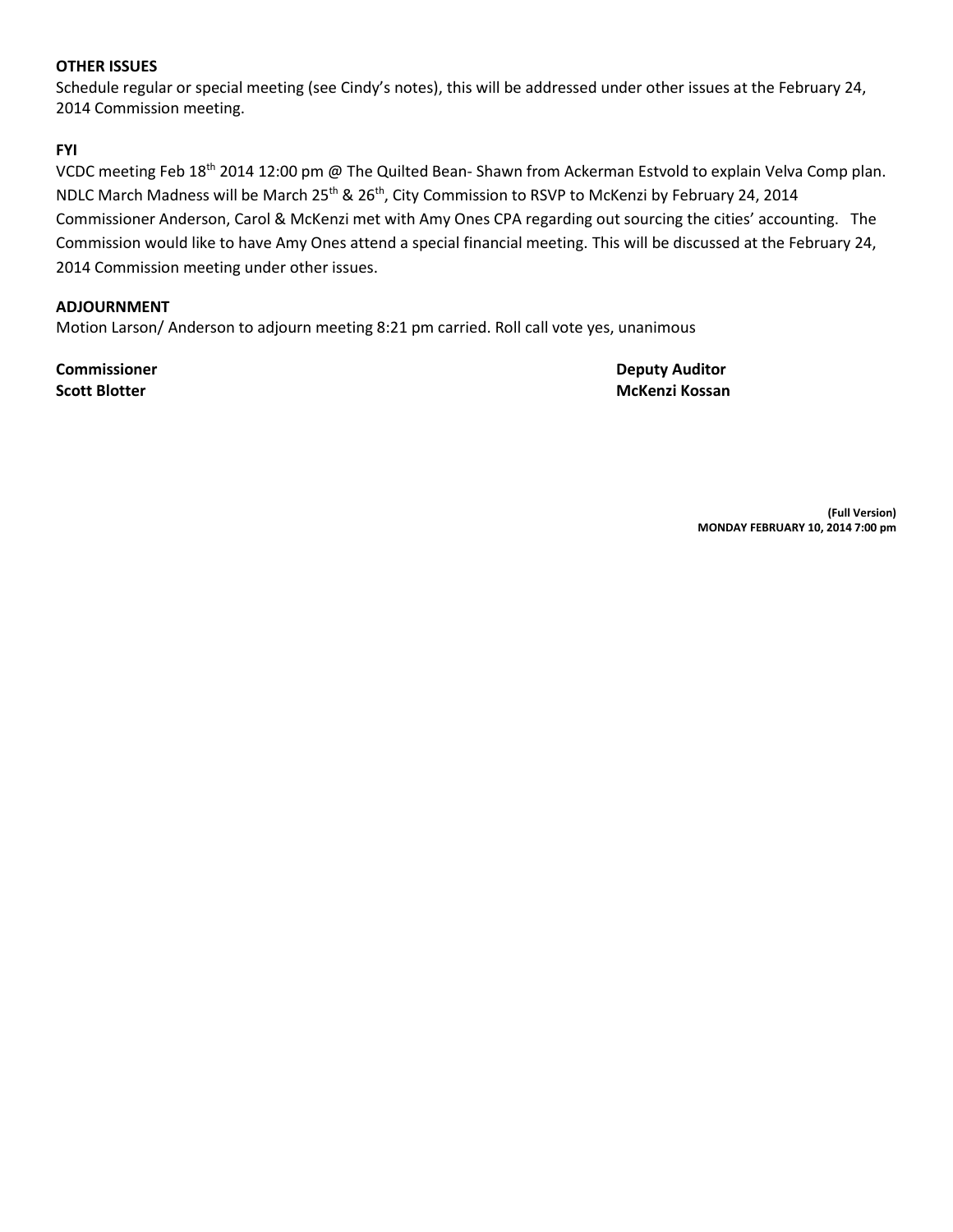**OTHER ISSUES**

Schedule regular or special meeting (see Cindy's notes), this will be addressed under other issues at the February 24, 2014 Commission meeting.

**FYI**

VCDC meeting Feb 18th 2014 12:00 pm @ The Quilted Bean- Shawn from Ackerman Estvold to explain Velva Comp plan.
NDLC March Madness will be March 25th & 26th, City Commission to RSVP to McKenzi by February 24, 2014
Commissioner Anderson, Carol & McKenzi met with Amy Ones CPA regarding out sourcing the cities' accounting. The Commission would like to have Amy Ones attend a special financial meeting. This will be discussed at the February 24, 2014 Commission meeting under other issues.

**ADJOURNMENT**

Motion Larson/ Anderson to adjourn meeting 8:21 pm carried. Roll call vote yes, unanimous

**Commissioner**
**Scott Blotter**

**Deputy Auditor**
**McKenzi Kossan**

**(Full Version)**
**MONDAY FEBRUARY 10, 2014 7:00 pm**